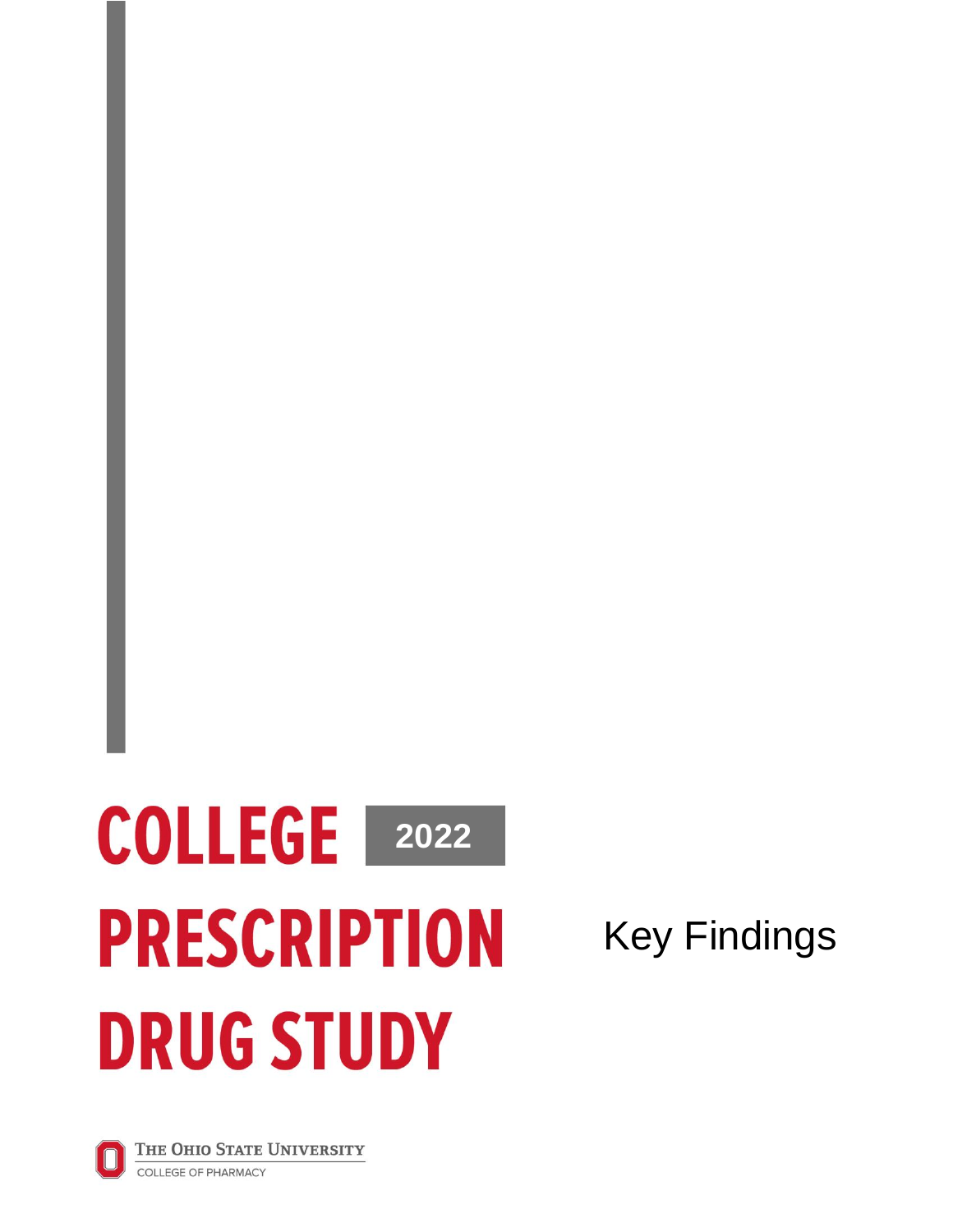# COLLEGE PRESCRIPTION DRUG STUDY

**2022**

Key Findings

THE OHIO STATE UNIVERSITY

COLLEGE OF PHARMACY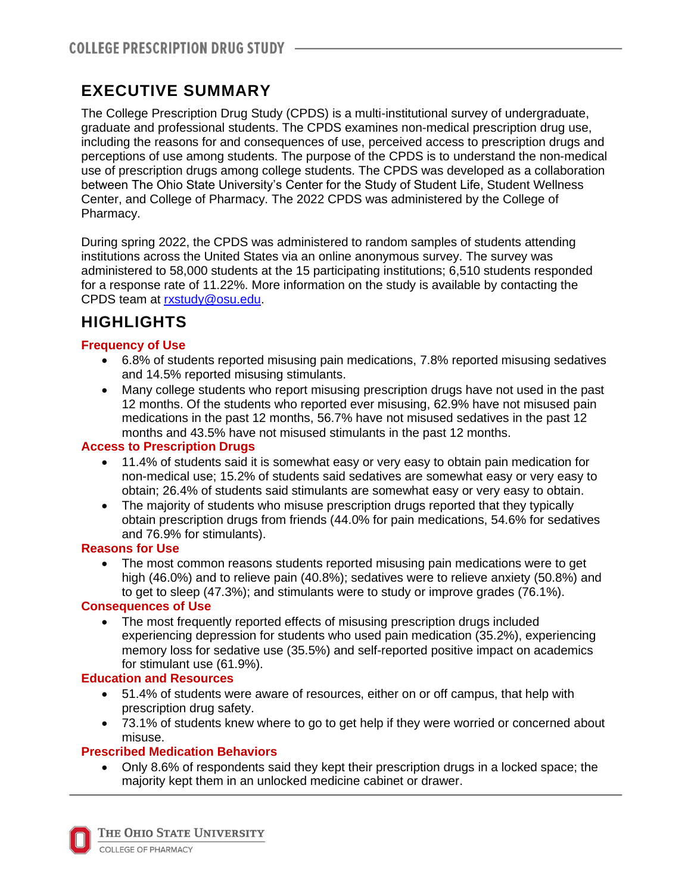## EXECUTIVE SUMMARY

The College Prescription Drug Study (CPDS) is a multi-institutional survey of undergraduate, graduate and professional students. The CPDS examines non-medical prescription drug use, including the reasons for and consequences of use, perceived access to prescription drugs and perceptions of use among students. The purpose of the CPDS is to understand the non-medical use of prescription drugs among college students. The CPDS was developed as a collaboration between The Ohio State University's Center for the Study of Student Life, Student Wellness Center, and College of Pharmacy. The 2022 CPDS was administered by the College of Pharmacy.

During spring 2022, the CPDS was administered to random samples of students attending institutions across the United States via an online anonymous survey. The survey was administered to 58,000 students at the 15 participating institutions; 6,510 students responded for a response rate of 11.22%. More information on the study is available by contacting the CPDS team at rxstudy@osu.edu.

## HIGHLIGHTS

### Frequency of Use

- 6.8% of students reported misusing pain medications, 7.8% reported misusing sedatives and 14.5% reported misusing stimulants.
- Many college students who report misusing prescription drugs have not used in the past 12 months. Of the students who reported ever misusing, 62.9% have not misused pain medications in the past 12 months, 56.7% have not misused sedatives in the past 12 months and 43.5% have not misused stimulants in the past 12 months.

### Access to Prescription Drugs

- 11.4% of students said it is somewhat easy or very easy to obtain pain medication for non-medical use; 15.2% of students said sedatives are somewhat easy or very easy to obtain; 26.4% of students said stimulants are somewhat easy or very easy to obtain.
- The majority of students who misuse prescription drugs reported that they typically obtain prescription drugs from friends (44.0% for pain medications, 54.6% for sedatives and 76.9% for stimulants).

### Reasons for Use

- The most common reasons students reported misusing pain medications were to get high (46.0%) and to relieve pain (40.8%); sedatives were to relieve anxiety (50.8%) and to get to sleep (47.3%); and stimulants were to study or improve grades (76.1%).

### Consequences of Use

- The most frequently reported effects of misusing prescription drugs included experiencing depression for students who used pain medication (35.2%), experiencing memory loss for sedative use (35.5%) and self-reported positive impact on academics for stimulant use (61.9%).

### Education and Resources

- 51.4% of students were aware of resources, either on or off campus, that help with prescription drug safety.
- 73.1% of students knew where to go to get help if they were worried or concerned about misuse.

### Prescribed Medication Behaviors

- Only 8.6% of respondents said they kept their prescription drugs in a locked space; the majority kept them in an unlocked medicine cabinet or drawer.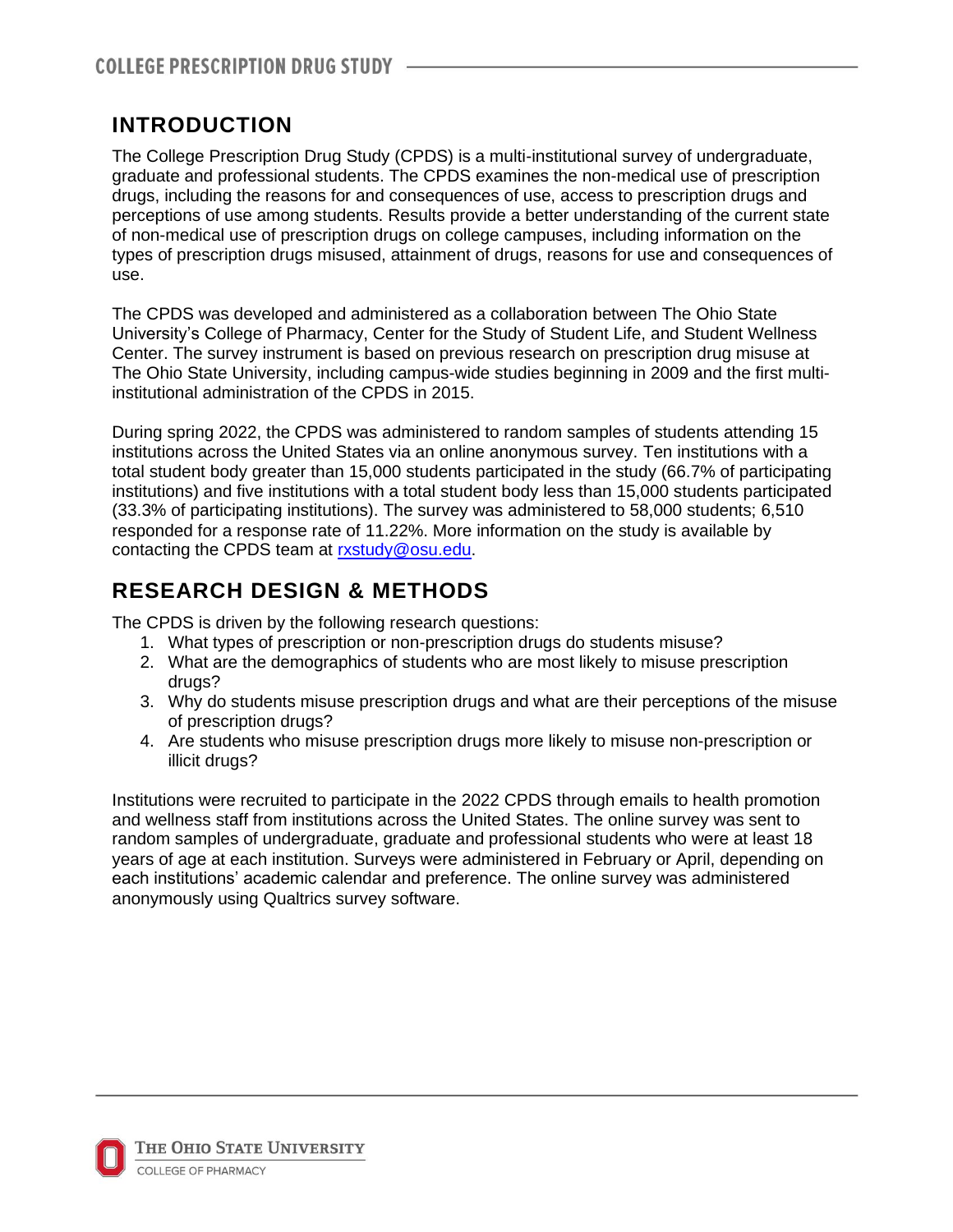## INTRODUCTION

The College Prescription Drug Study (CPDS) is a multi-institutional survey of undergraduate, graduate and professional students. The CPDS examines the non-medical use of prescription drugs, including the reasons for and consequences of use, access to prescription drugs and perceptions of use among students. Results provide a better understanding of the current state of non-medical use of prescription drugs on college campuses, including information on the types of prescription drugs misused, attainment of drugs, reasons for use and consequences of use.

The CPDS was developed and administered as a collaboration between The Ohio State University's College of Pharmacy, Center for the Study of Student Life, and Student Wellness Center. The survey instrument is based on previous research on prescription drug misuse at The Ohio State University, including campus-wide studies beginning in 2009 and the first multi-institutional administration of the CPDS in 2015.

During spring 2022, the CPDS was administered to random samples of students attending 15 institutions across the United States via an online anonymous survey. Ten institutions with a total student body greater than 15,000 students participated in the study (66.7% of participating institutions) and five institutions with a total student body less than 15,000 students participated (33.3% of participating institutions). The survey was administered to 58,000 students; 6,510 responded for a response rate of 11.22%. More information on the study is available by contacting the CPDS team at rxstudy@osu.edu.

## RESEARCH DESIGN & METHODS

The CPDS is driven by the following research questions:

1. What types of prescription or non-prescription drugs do students misuse?
2. What are the demographics of students who are most likely to misuse prescription drugs?
3. Why do students misuse prescription drugs and what are their perceptions of the misuse of prescription drugs?
4. Are students who misuse prescription drugs more likely to misuse non-prescription or illicit drugs?

Institutions were recruited to participate in the 2022 CPDS through emails to health promotion and wellness staff from institutions across the United States. The online survey was sent to random samples of undergraduate, graduate and professional students who were at least 18 years of age at each institution. Surveys were administered in February or April, depending on each institutions' academic calendar and preference. The online survey was administered anonymously using Qualtrics survey software.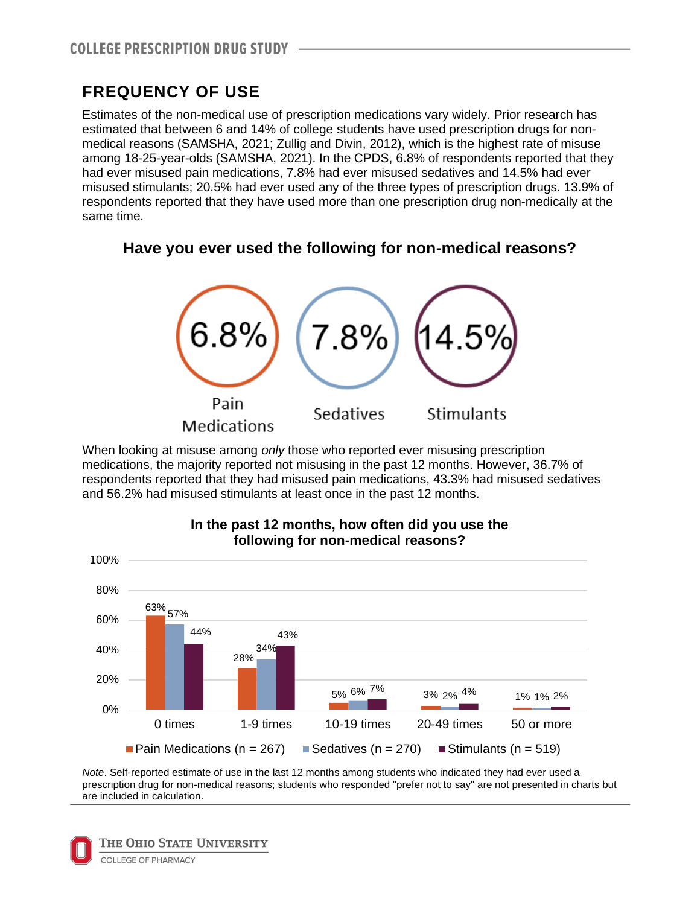## FREQUENCY OF USE

Estimates of the non-medical use of prescription medications vary widely. Prior research has estimated that between 6 and 14% of college students have used prescription drugs for non-medical reasons (SAMSHA, 2021; Zullig and Divin, 2012), which is the highest rate of misuse among 18-25-year-olds (SAMSHA, 2021). In the CPDS, 6.8% of respondents reported that they had ever misused pain medications, 7.8% had ever misused sedatives and 14.5% had ever misused stimulants; 20.5% had ever used any of the three types of prescription drugs. 13.9% of respondents reported that they have used more than one prescription drug non-medically at the same time.

### Have you ever used the following for non-medical reasons?

| Pain Medications | Sedatives | Stimulants |
|---|---|---|
| 6.8% | 7.8% | 14.5% |

When looking at misuse among *only* those who reported ever misusing prescription medications, the majority reported not misusing in the past 12 months. However, 36.7% of respondents reported that they had misused pain medications, 43.3% had misused sedatives and 56.2% had misused stimulants at least once in the past 12 months.

### In the past 12 months, how often did you use the following for non-medical reasons?

| | Pain Medications (n = 267) | Sedatives (n = 270) | Stimulants (n = 519) |
|---|---|---|---|
| 0 times | 63% | 57% | 44% |
| 1-9 times | 28% | 34% | 43% |
| 10-19 times | 5% | 6% | 7% |
| 20-49 times | 3% | 2% | 4% |
| 50 or more | 1% | 1% | 2% |

*Note*. Self-reported estimate of use in the last 12 months among students who indicated they had ever used a prescription drug for non-medical reasons; students who responded "prefer not to say" are not presented in charts but are included in calculation.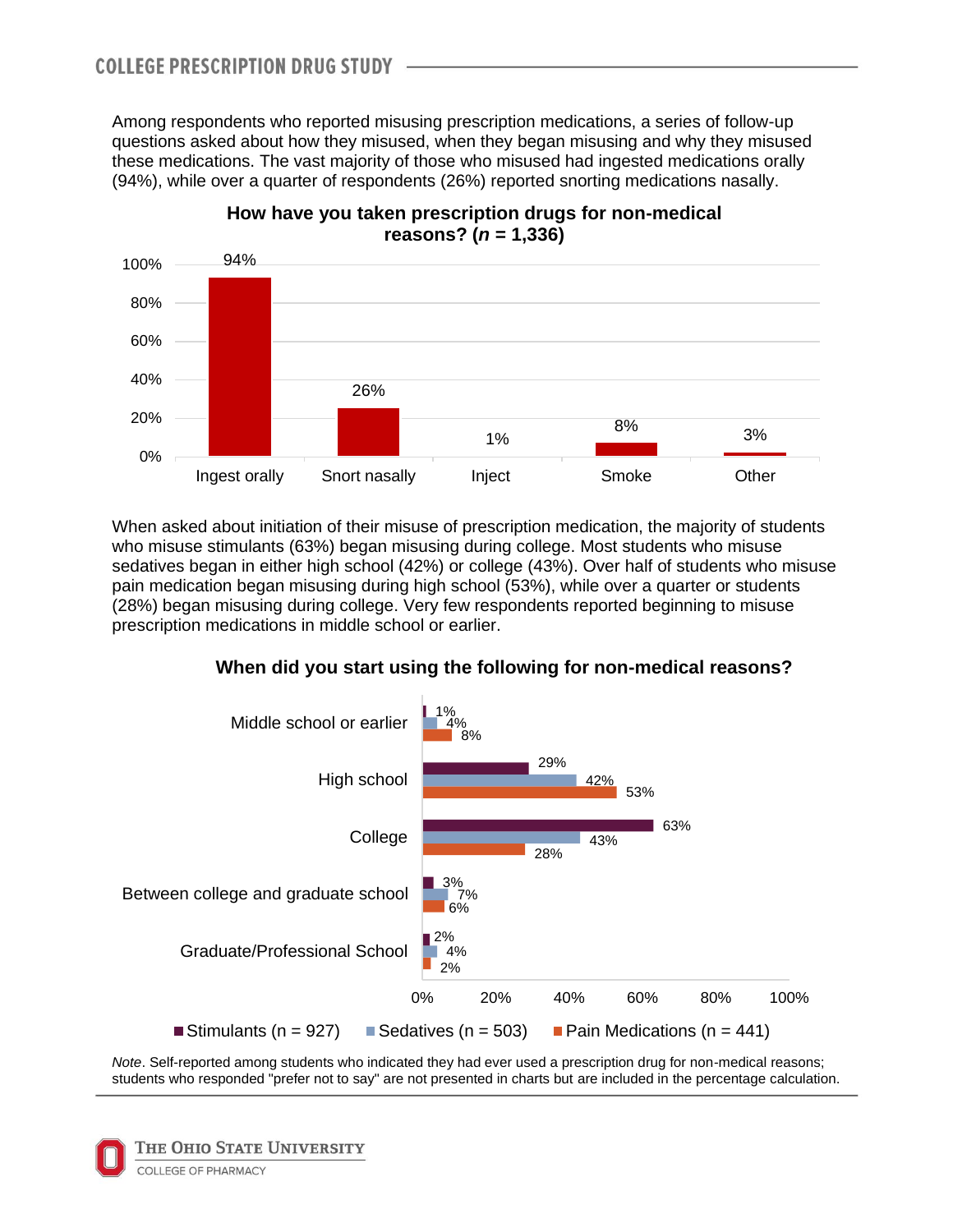Among respondents who reported misusing prescription medications, a series of follow-up questions asked about how they misused, when they began misusing and why they misused these medications. The vast majority of those who misused had ingested medications orally (94%), while over a quarter of respondents (26%) reported snorting medications nasally.

**How have you taken prescription drugs for non-medical reasons? (*n* = 1,336)**

| Method | Percent |
|---|---|
| Ingest orally | 94% |
| Snort nasally | 26% |
| Inject | 1% |
| Smoke | 8% |
| Other | 3% |

When asked about initiation of their misuse of prescription medication, the majority of students who misuse stimulants (63%) began misusing during college. Most students who misuse sedatives began in either high school (42%) or college (43%). Over half of students who misuse pain medication began misusing during high school (53%), while over a quarter or students (28%) began misusing during college. Very few respondents reported beginning to misuse prescription medications in middle school or earlier.

**When did you start using the following for non-medical reasons?**

| | Stimulants (n = 927) | Sedatives (n = 503) | Pain Medications (n = 441) |
|---|---|---|---|
| Middle school or earlier | 1% | 4% | 8% |
| High school | 29% | 42% | 53% |
| College | 63% | 43% | 28% |
| Between college and graduate school | 3% | 7% | 6% |
| Graduate/Professional School | 2% | 4% | 2% |

*Note*. Self-reported among students who indicated they had ever used a prescription drug for non-medical reasons; students who responded "prefer not to say" are not presented in charts but are included in the percentage calculation.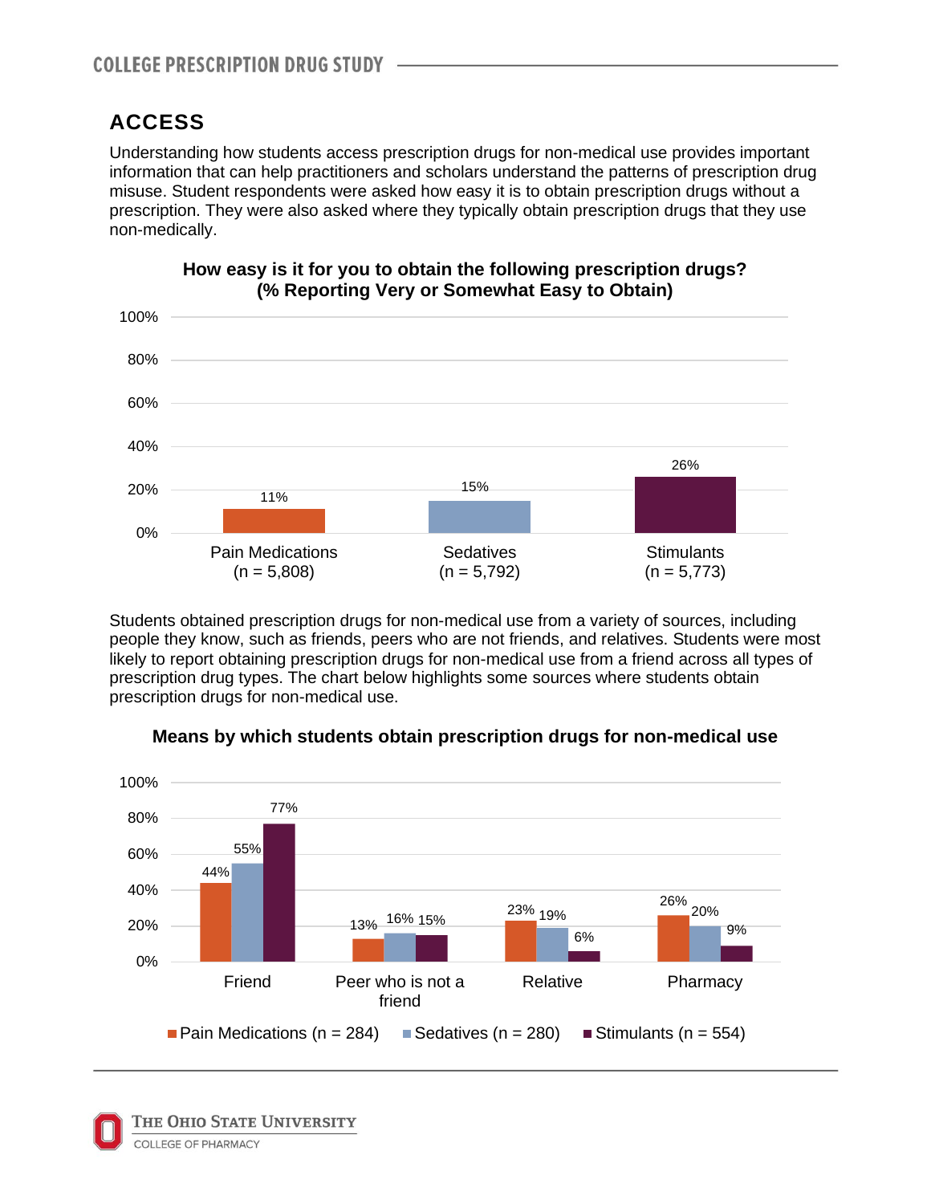## ACCESS

Understanding how students access prescription drugs for non-medical use provides important information that can help practitioners and scholars understand the patterns of prescription drug misuse. Student respondents were asked how easy it is to obtain prescription drugs without a prescription. They were also asked where they typically obtain prescription drugs that they use non-medically.

**How easy is it for you to obtain the following prescription drugs? (% Reporting Very or Somewhat Easy to Obtain)**

| Drug | % Very or Somewhat Easy |
|---|---|
| Pain Medications (n = 5,808) | 11% |
| Sedatives (n = 5,792) | 15% |
| Stimulants (n = 5,773) | 26% |

Students obtained prescription drugs for non-medical use from a variety of sources, including people they know, such as friends, peers who are not friends, and relatives. Students were most likely to report obtaining prescription drugs for non-medical use from a friend across all types of prescription drug types. The chart below highlights some sources where students obtain prescription drugs for non-medical use.

**Means by which students obtain prescription drugs for non-medical use**

| Source | Pain Medications (n = 284) | Sedatives (n = 280) | Stimulants (n = 554) |
|---|---|---|---|
| Friend | 44% | 55% | 77% |
| Peer who is not a friend | 13% | 16% | 15% |
| Relative | 23% | 19% | 6% |
| Pharmacy | 26% | 20% | 9% |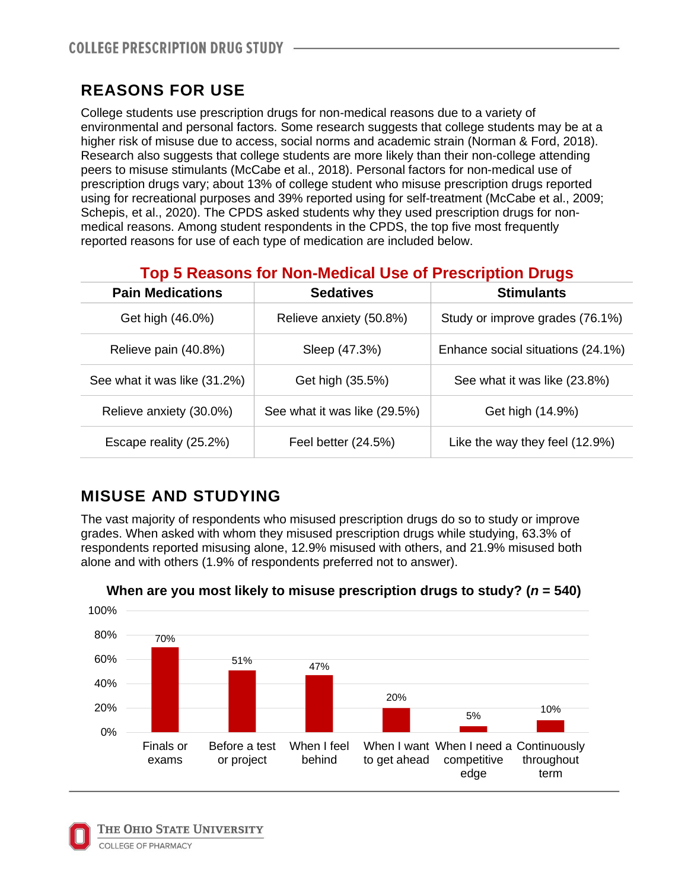## REASONS FOR USE

College students use prescription drugs for non-medical reasons due to a variety of environmental and personal factors. Some research suggests that college students may be at a higher risk of misuse due to access, social norms and academic strain (Norman & Ford, 2018). Research also suggests that college students are more likely than their non-college attending peers to misuse stimulants (McCabe et al., 2018). Personal factors for non-medical use of prescription drugs vary; about 13% of college student who misuse prescription drugs reported using for recreational purposes and 39% reported using for self-treatment (McCabe et al., 2009; Schepis, et al., 2020). The CPDS asked students why they used prescription drugs for non-medical reasons. Among student respondents in the CPDS, the top five most frequently reported reasons for use of each type of medication are included below.

**Top 5 Reasons for Non-Medical Use of Prescription Drugs**

| Pain Medications | Sedatives | Stimulants |
|---|---|---|
| Get high (46.0%) | Relieve anxiety (50.8%) | Study or improve grades (76.1%) |
| Relieve pain (40.8%) | Sleep (47.3%) | Enhance social situations (24.1%) |
| See what it was like (31.2%) | Get high (35.5%) | See what it was like (23.8%) |
| Relieve anxiety (30.0%) | See what it was like (29.5%) | Get high (14.9%) |
| Escape reality (25.2%) | Feel better (24.5%) | Like the way they feel (12.9%) |

## MISUSE AND STUDYING

The vast majority of respondents who misused prescription drugs do so to study or improve grades. When asked with whom they misused prescription drugs while studying, 63.3% of respondents reported misusing alone, 12.9% misused with others, and 21.9% misused both alone and with others (1.9% of respondents preferred not to answer).

**When are you most likely to misuse prescription drugs to study? ($n$ = 540)**

| Situation | Percent |
|---|---|
| Finals or exams | 70% |
| Before a test or project | 51% |
| When I feel behind | 47% |
| When I want to get ahead | 20% |
| When I need a competitive edge | 5% |
| Continuously throughout term | 10% |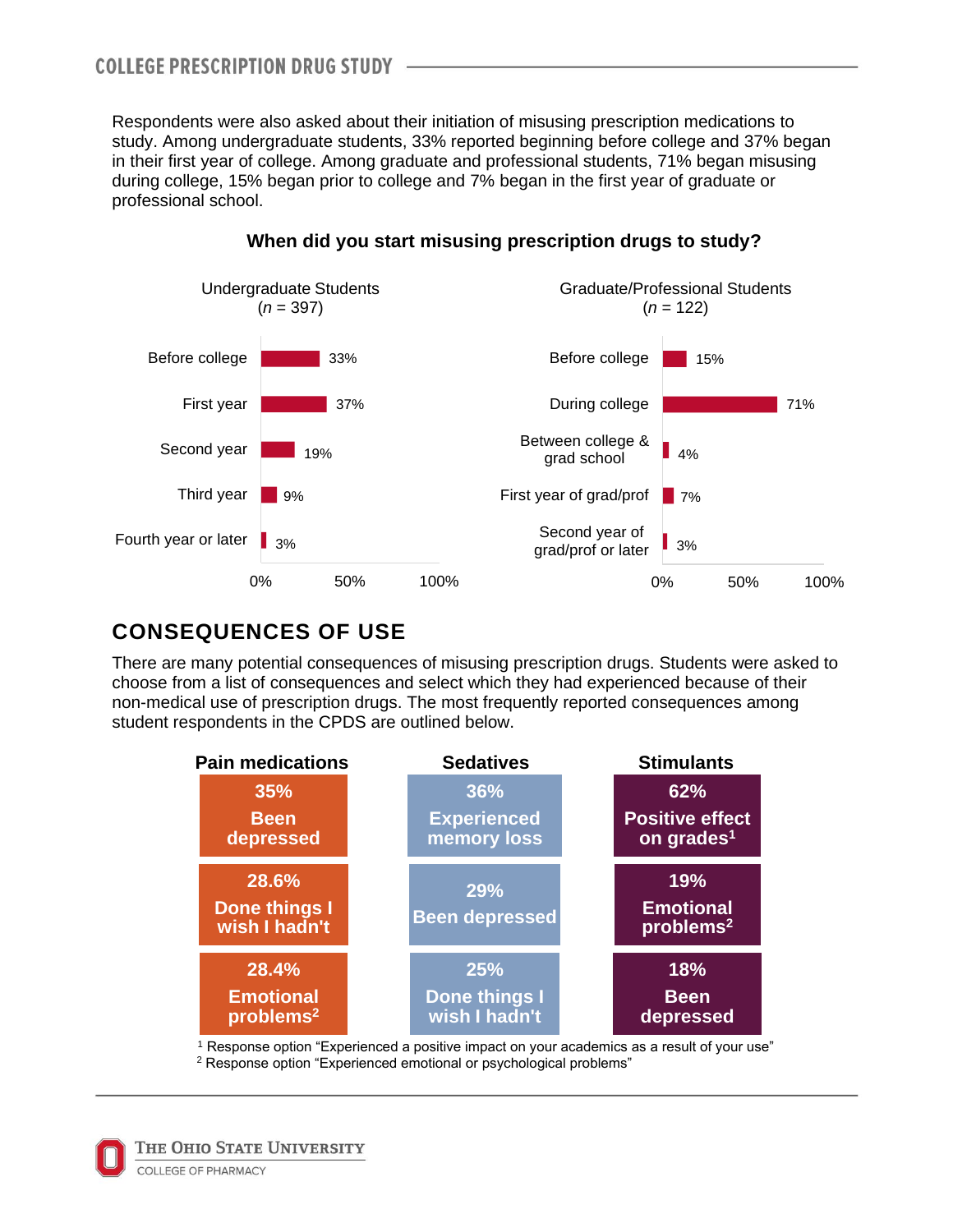Respondents were also asked about their initiation of misusing prescription medications to study. Among undergraduate students, 33% reported beginning before college and 37% began in their first year of college. Among graduate and professional students, 71% began misusing during college, 15% began prior to college and 7% began in the first year of graduate or professional school.

**When did you start misusing prescription drugs to study?**

Undergraduate Students (*n* = 397)

| Time | Percent |
|---|---|
| Before college | 33% |
| First year | 37% |
| Second year | 19% |
| Third year | 9% |
| Fourth year or later | 3% |

Graduate/Professional Students (*n* = 122)

| Time | Percent |
|---|---|
| Before college | 15% |
| During college | 71% |
| Between college & grad school | 4% |
| First year of grad/prof | 7% |
| Second year of grad/prof or later | 3% |

## CONSEQUENCES OF USE

There are many potential consequences of misusing prescription drugs. Students were asked to choose from a list of consequences and select which they had experienced because of their non-medical use of prescription drugs. The most frequently reported consequences among student respondents in the CPDS are outlined below.

| Pain medications | Sedatives | Stimulants |
|---|---|---|
| 35% Been depressed | 36% Experienced memory loss | 62% Positive effect on grades[1] |
| 28.6% Done things I wish I hadn't | 29% Been depressed | 19% Emotional problems[2] |
| 28.4% Emotional problems[2] | 25% Done things I wish I hadn't | 18% Been depressed |

[1] Response option "Experienced a positive impact on your academics as a result of your use"
[2] Response option "Experienced emotional or psychological problems"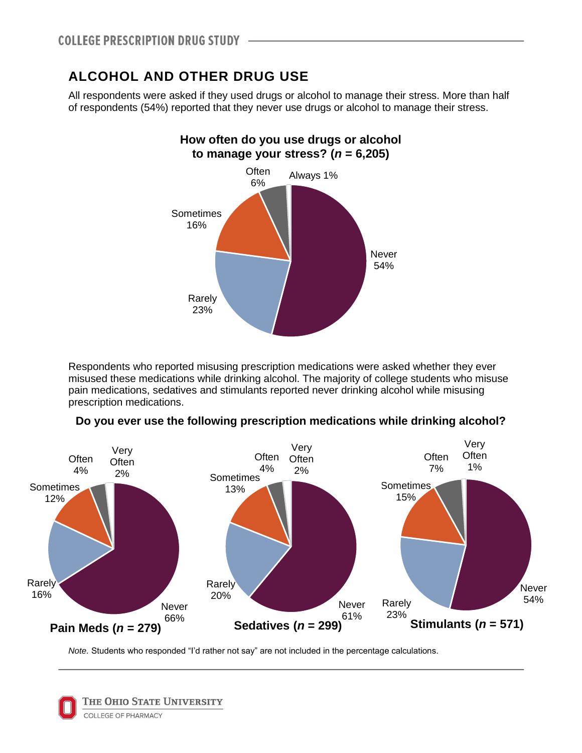## ALCOHOL AND OTHER DRUG USE

All respondents were asked if they used drugs or alcohol to manage their stress. More than half of respondents (54%) reported that they never use drugs or alcohol to manage their stress.

**How often do you use drugs or alcohol to manage your stress? (*n* = 6,205)**

| Response | Percent |
|---|---|
| Never | 54% |
| Rarely | 23% |
| Sometimes | 16% |
| Often | 6% |
| Always | 1% |

Respondents who reported misusing prescription medications were asked whether they ever misused these medications while drinking alcohol. The majority of college students who misuse pain medications, sedatives and stimulants reported never drinking alcohol while misusing prescription medications.

**Do you ever use the following prescription medications while drinking alcohol?**

| Response | Pain Meds (*n* = 279) | Sedatives (*n* = 299) | Stimulants (*n* = 571) |
|---|---|---|---|
| Never | 66% | 61% | 54% |
| Rarely | 16% | 20% | 23% |
| Sometimes | 12% | 13% | 15% |
| Often | 4% | 4% | 7% |
| Very Often | 2% | 2% | 1% |

*Note.* Students who responded "I'd rather not say" are not included in the percentage calculations.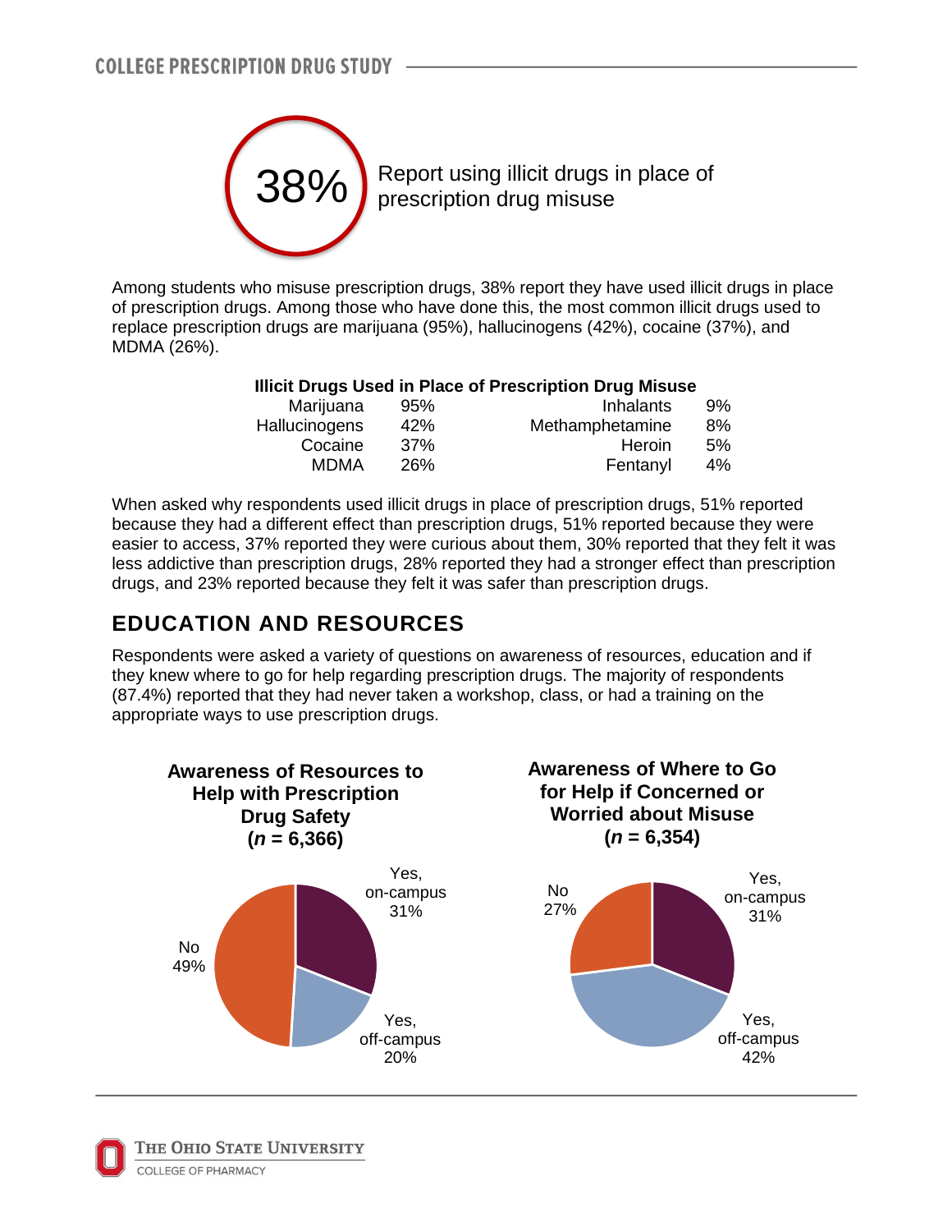**38%** Report using illicit drugs in place of prescription drug misuse

Among students who misuse prescription drugs, 38% report they have used illicit drugs in place of prescription drugs. Among those who have done this, the most common illicit drugs used to replace prescription drugs are marijuana (95%), hallucinogens (42%), cocaine (37%), and MDMA (26%).

**Illicit Drugs Used in Place of Prescription Drug Misuse**

| Drug | % | Drug | % |
|---|---|---|---|
| Marijuana | 95% | Inhalants | 9% |
| Hallucinogens | 42% | Methamphetamine | 8% |
| Cocaine | 37% | Heroin | 5% |
| MDMA | 26% | Fentanyl | 4% |

When asked why respondents used illicit drugs in place of prescription drugs, 51% reported because they had a different effect than prescription drugs, 51% reported because they were easier to access, 37% reported they were curious about them, 30% reported that they felt it was less addictive than prescription drugs, 28% reported they had a stronger effect than prescription drugs, and 23% reported because they felt it was safer than prescription drugs.

## EDUCATION AND RESOURCES

Respondents were asked a variety of questions on awareness of resources, education and if they knew where to go for help regarding prescription drugs. The majority of respondents (87.4%) reported that they had never taken a workshop, class, or had a training on the appropriate ways to use prescription drugs.

**Awareness of Resources to Help with Prescription Drug Safety (*n* = 6,366)**

| Response | % |
|---|---|
| Yes, on-campus | 31% |
| Yes, off-campus | 20% |
| No | 49% |

**Awareness of Where to Go for Help if Concerned or Worried about Misuse (*n* = 6,354)**

| Response | % |
|---|---|
| Yes, on-campus | 31% |
| Yes, off-campus | 42% |
| No | 27% |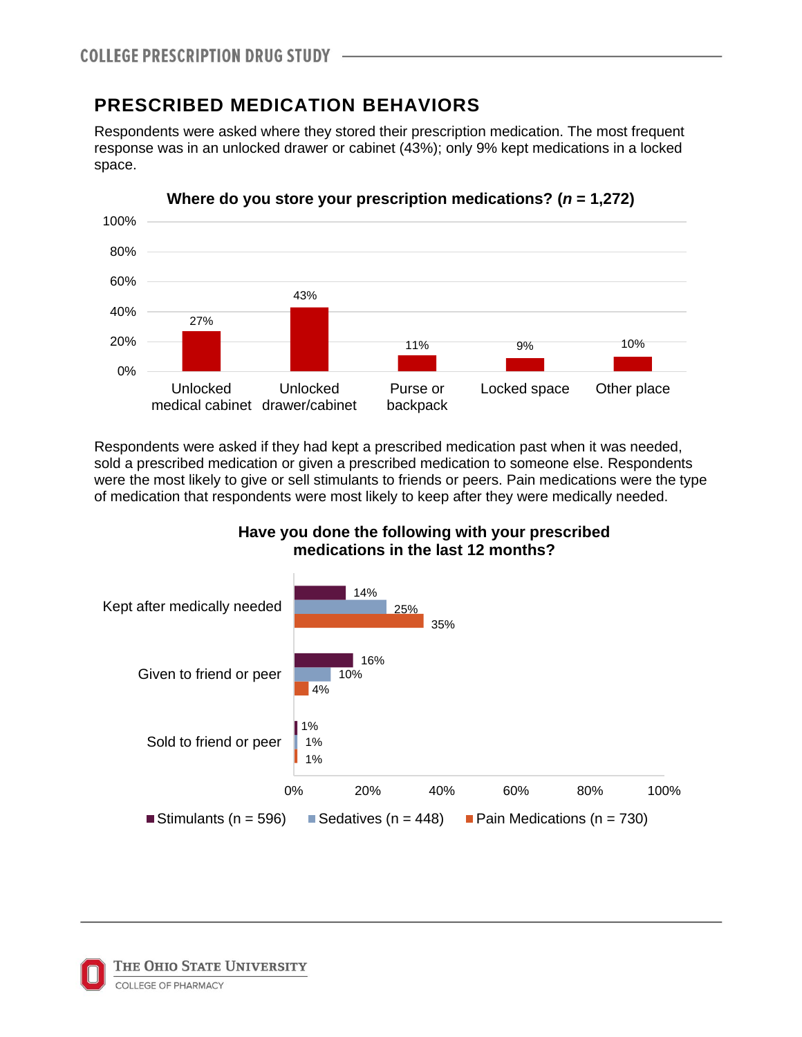## PRESCRIBED MEDICATION BEHAVIORS

Respondents were asked where they stored their prescription medication. The most frequent response was in an unlocked drawer or cabinet (43%); only 9% kept medications in a locked space.

**Where do you store your prescription medications? (*n* = 1,272)**

| Location | Percent |
|---|---|
| Unlocked medical cabinet | 27% |
| Unlocked drawer/cabinet | 43% |
| Purse or backpack | 11% |
| Locked space | 9% |
| Other place | 10% |

Respondents were asked if they had kept a prescribed medication past when it was needed, sold a prescribed medication or given a prescribed medication to someone else. Respondents were the most likely to give or sell stimulants to friends or peers. Pain medications were the type of medication that respondents were most likely to keep after they were medically needed.

**Have you done the following with your prescribed medications in the last 12 months?**

| | Stimulants (n = 596) | Sedatives (n = 448) | Pain Medications (n = 730) |
|---|---|---|---|
| Kept after medically needed | 14% | 25% | 35% |
| Given to friend or peer | 16% | 10% | 4% |
| Sold to friend or peer | 1% | 1% | 1% |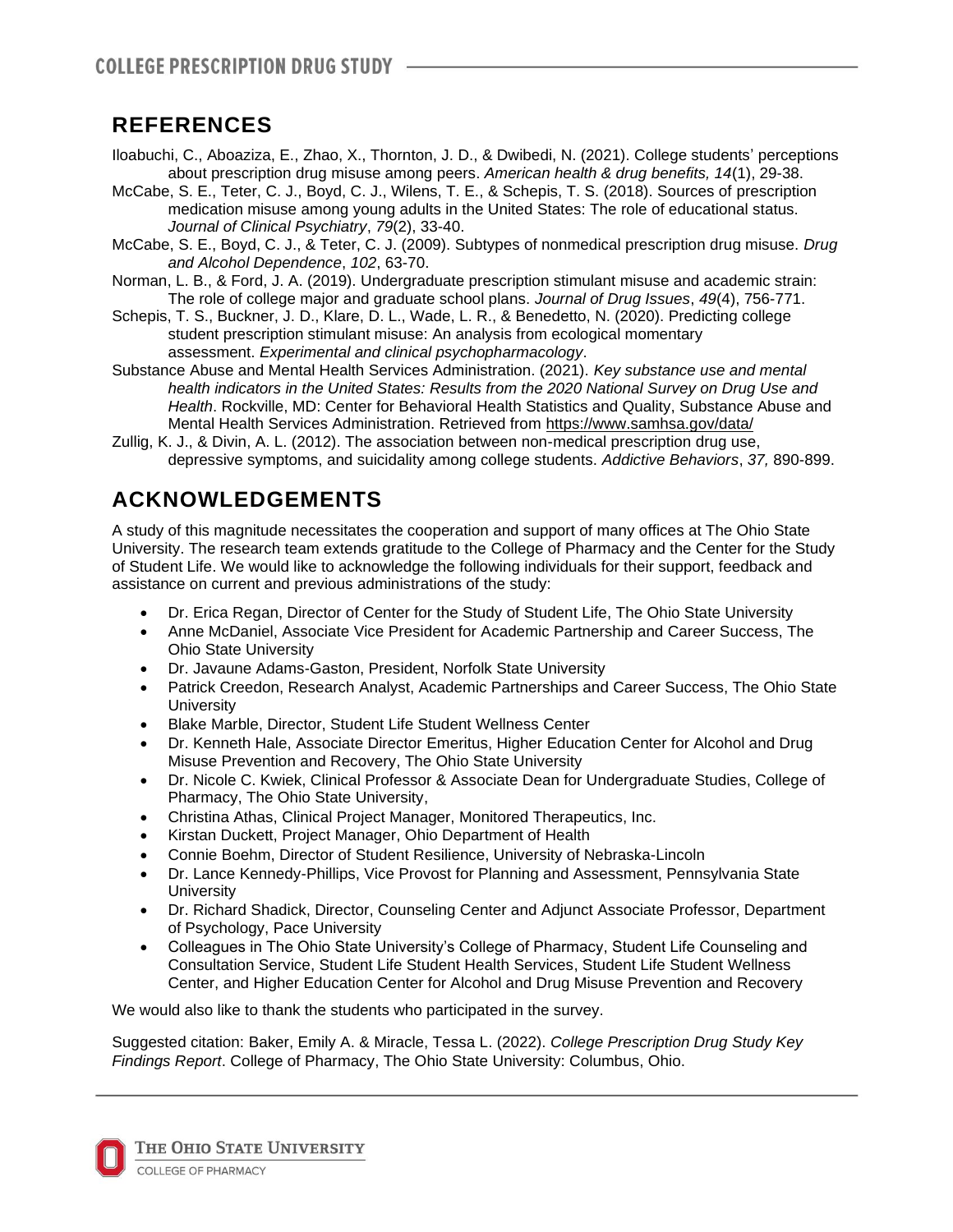## REFERENCES

Iloabuchi, C., Aboaziza, E., Zhao, X., Thornton, J. D., & Dwibedi, N. (2021). College students' perceptions about prescription drug misuse among peers. *American health & drug benefits, 14*(1), 29-38.

McCabe, S. E., Teter, C. J., Boyd, C. J., Wilens, T. E., & Schepis, T. S. (2018). Sources of prescription medication misuse among young adults in the United States: The role of educational status. *Journal of Clinical Psychiatry*, *79*(2), 33-40.

McCabe, S. E., Boyd, C. J., & Teter, C. J. (2009). Subtypes of nonmedical prescription drug misuse. *Drug and Alcohol Dependence*, *102*, 63-70.

Norman, L. B., & Ford, J. A. (2019). Undergraduate prescription stimulant misuse and academic strain: The role of college major and graduate school plans. *Journal of Drug Issues*, *49*(4), 756-771.

Schepis, T. S., Buckner, J. D., Klare, D. L., Wade, L. R., & Benedetto, N. (2020). Predicting college student prescription stimulant misuse: An analysis from ecological momentary assessment. *Experimental and clinical psychopharmacology*.

Substance Abuse and Mental Health Services Administration. (2021). *Key substance use and mental health indicators in the United States: Results from the 2020 National Survey on Drug Use and Health*. Rockville, MD: Center for Behavioral Health Statistics and Quality, Substance Abuse and Mental Health Services Administration. Retrieved from https://www.samhsa.gov/data/

Zullig, K. J., & Divin, A. L. (2012). The association between non-medical prescription drug use, depressive symptoms, and suicidality among college students. *Addictive Behaviors*, *37,* 890-899.

## ACKNOWLEDGEMENTS

A study of this magnitude necessitates the cooperation and support of many offices at The Ohio State University. The research team extends gratitude to the College of Pharmacy and the Center for the Study of Student Life. We would like to acknowledge the following individuals for their support, feedback and assistance on current and previous administrations of the study:

- Dr. Erica Regan, Director of Center for the Study of Student Life, The Ohio State University
- Anne McDaniel, Associate Vice President for Academic Partnership and Career Success, The Ohio State University
- Dr. Javaune Adams-Gaston, President, Norfolk State University
- Patrick Creedon, Research Analyst, Academic Partnerships and Career Success, The Ohio State University
- Blake Marble, Director, Student Life Student Wellness Center
- Dr. Kenneth Hale, Associate Director Emeritus, Higher Education Center for Alcohol and Drug Misuse Prevention and Recovery, The Ohio State University
- Dr. Nicole C. Kwiek, Clinical Professor & Associate Dean for Undergraduate Studies, College of Pharmacy, The Ohio State University,
- Christina Athas, Clinical Project Manager, Monitored Therapeutics, Inc.
- Kirstan Duckett, Project Manager, Ohio Department of Health
- Connie Boehm, Director of Student Resilience, University of Nebraska-Lincoln
- Dr. Lance Kennedy-Phillips, Vice Provost for Planning and Assessment, Pennsylvania State University
- Dr. Richard Shadick, Director, Counseling Center and Adjunct Associate Professor, Department of Psychology, Pace University
- Colleagues in The Ohio State University's College of Pharmacy, Student Life Counseling and Consultation Service, Student Life Student Health Services, Student Life Student Wellness Center, and Higher Education Center for Alcohol and Drug Misuse Prevention and Recovery

We would also like to thank the students who participated in the survey.

Suggested citation: Baker, Emily A. & Miracle, Tessa L. (2022). *College Prescription Drug Study Key Findings Report*. College of Pharmacy, The Ohio State University: Columbus, Ohio.